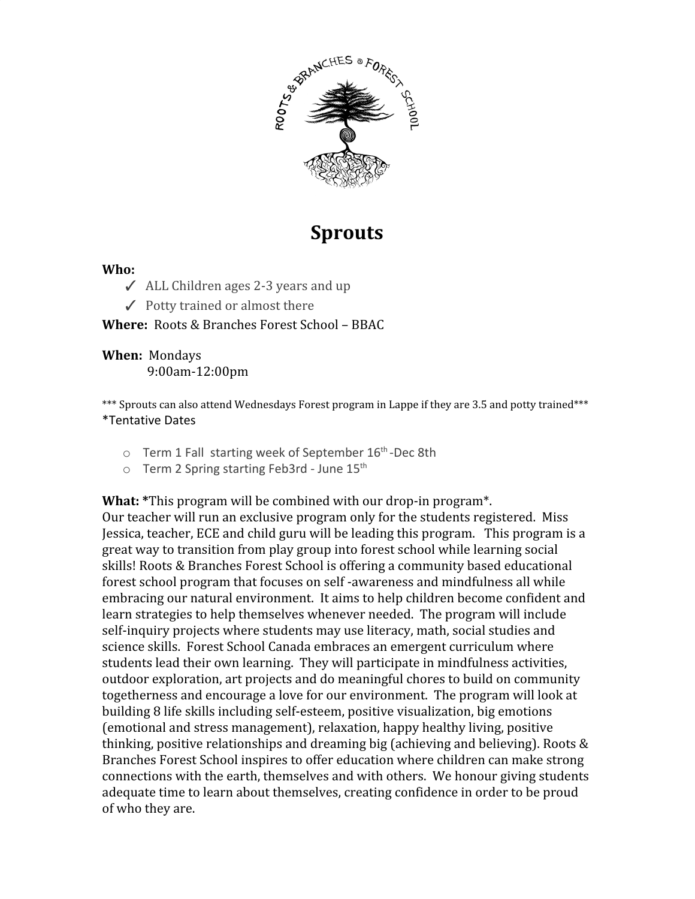# Sprouts

**Who:**

- ✓ ALL Children ages 2-3 years and up
- ✓ Potty trained or almost there

**Where:** Roots & Branches Forest School – BBAC

**When:** Mondays
9:00am-12:00pm

*** Sprouts can also attend Wednesdays Forest program in Lappe if they are 3.5 and potty trained***

*Tentative Dates

- Term 1 Fall starting week of September 16th -Dec 8th
- Term 2 Spring starting Feb3rd - June 15th

**What:** *This program will be combined with our drop-in program*.
Our teacher will run an exclusive program only for the students registered. Miss Jessica, teacher, ECE and child guru will be leading this program. This program is a great way to transition from play group into forest school while learning social skills! Roots & Branches Forest School is offering a community based educational forest school program that focuses on self -awareness and mindfulness all while embracing our natural environment. It aims to help children become confident and learn strategies to help themselves whenever needed. The program will include self-inquiry projects where students may use literacy, math, social studies and science skills. Forest School Canada embraces an emergent curriculum where students lead their own learning. They will participate in mindfulness activities, outdoor exploration, art projects and do meaningful chores to build on community togetherness and encourage a love for our environment. The program will look at building 8 life skills including self-esteem, positive visualization, big emotions (emotional and stress management), relaxation, happy healthy living, positive thinking, positive relationships and dreaming big (achieving and believing). Roots & Branches Forest School inspires to offer education where children can make strong connections with the earth, themselves and with others. We honour giving students adequate time to learn about themselves, creating confidence in order to be proud of who they are.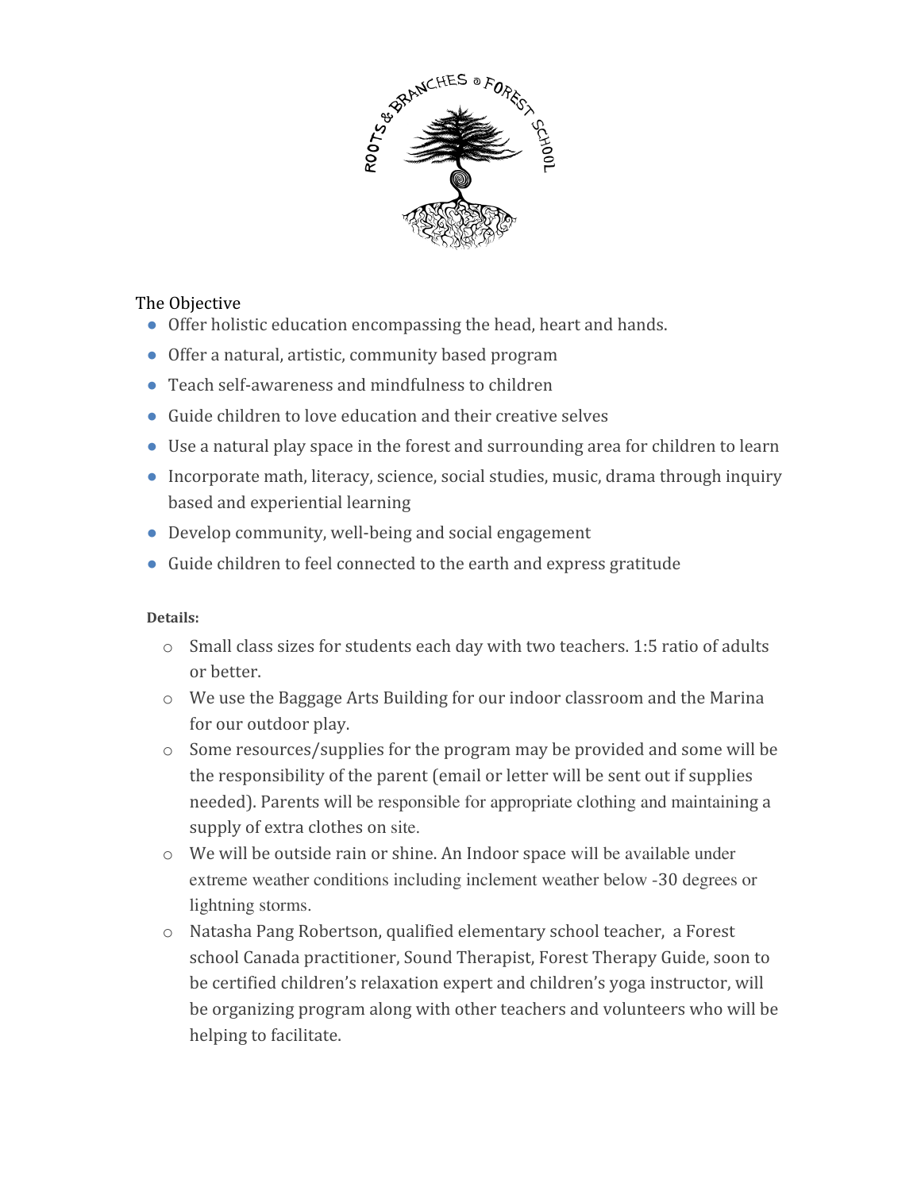ROOTS & BRANCHES @ FOREST SCHOOL

The Objective

- Offer holistic education encompassing the head, heart and hands.
- Offer a natural, artistic, community based program
- Teach self-awareness and mindfulness to children
- Guide children to love education and their creative selves
- Use a natural play space in the forest and surrounding area for children to learn
- Incorporate math, literacy, science, social studies, music, drama through inquiry based and experiential learning
- Develop community, well-being and social engagement
- Guide children to feel connected to the earth and express gratitude

**Details:**

- Small class sizes for students each day with two teachers. 1:5 ratio of adults or better.
- We use the Baggage Arts Building for our indoor classroom and the Marina for our outdoor play.
- Some resources/supplies for the program may be provided and some will be the responsibility of the parent (email or letter will be sent out if supplies needed). Parents will be responsible for appropriate clothing and maintaining a supply of extra clothes on site.
- We will be outside rain or shine. An Indoor space will be available under extreme weather conditions including inclement weather below -30 degrees or lightning storms.
- Natasha Pang Robertson, qualified elementary school teacher, a Forest school Canada practitioner, Sound Therapist, Forest Therapy Guide, soon to be certified children's relaxation expert and children's yoga instructor, will be organizing program along with other teachers and volunteers who will be helping to facilitate.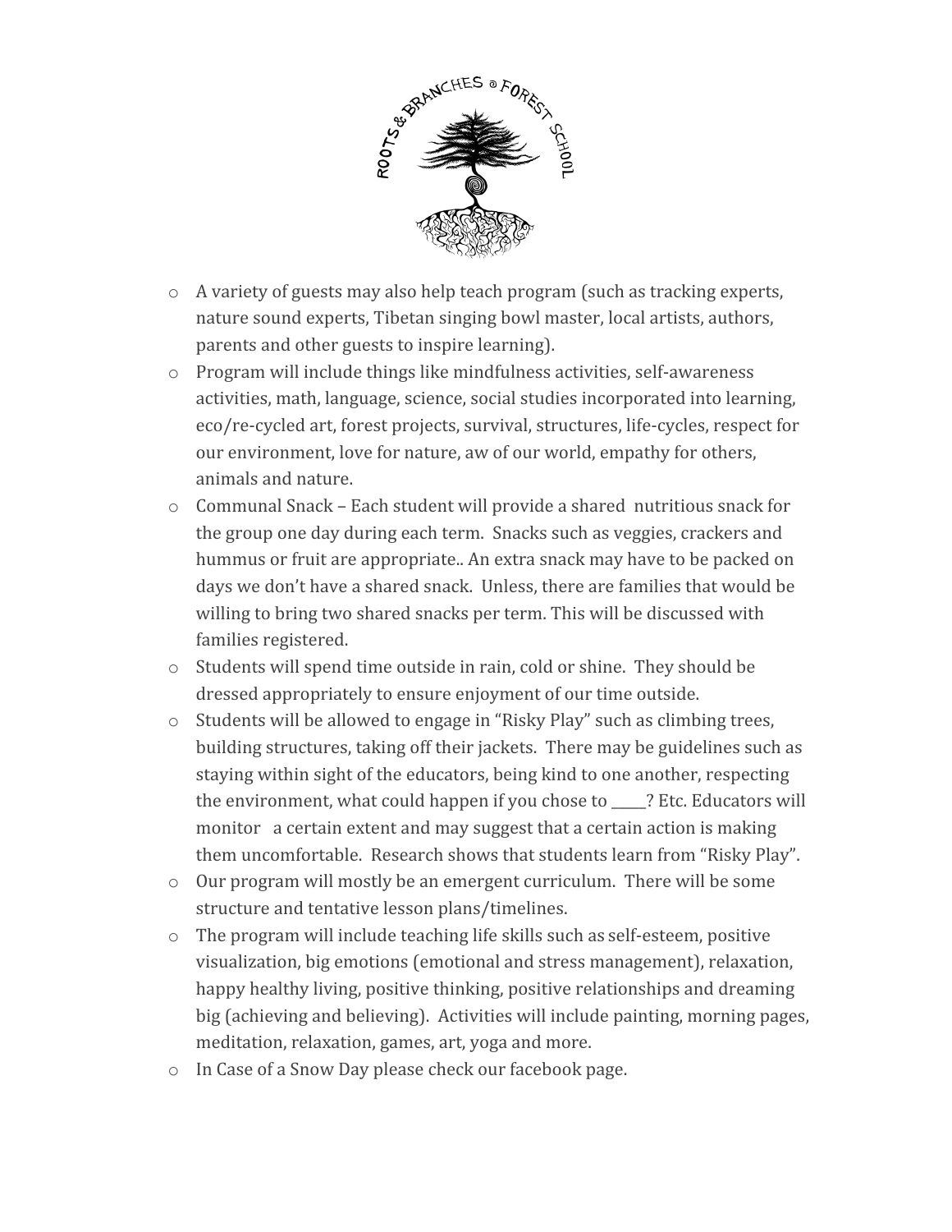- A variety of guests may also help teach program (such as tracking experts, nature sound experts, Tibetan singing bowl master, local artists, authors, parents and other guests to inspire learning).
- Program will include things like mindfulness activities, self-awareness activities, math, language, science, social studies incorporated into learning, eco/re-cycled art, forest projects, survival, structures, life-cycles, respect for our environment, love for nature, aw of our world, empathy for others, animals and nature.
- Communal Snack – Each student will provide a shared nutritious snack for the group one day during each term. Snacks such as veggies, crackers and hummus or fruit are appropriate.. An extra snack may have to be packed on days we don't have a shared snack. Unless, there are families that would be willing to bring two shared snacks per term. This will be discussed with families registered.
- Students will spend time outside in rain, cold or shine. They should be dressed appropriately to ensure enjoyment of our time outside.
- Students will be allowed to engage in "Risky Play" such as climbing trees, building structures, taking off their jackets. There may be guidelines such as staying within sight of the educators, being kind to one another, respecting the environment, what could happen if you chose to _____? Etc. Educators will monitor a certain extent and may suggest that a certain action is making them uncomfortable. Research shows that students learn from "Risky Play".
- Our program will mostly be an emergent curriculum. There will be some structure and tentative lesson plans/timelines.
- The program will include teaching life skills such as self-esteem, positive visualization, big emotions (emotional and stress management), relaxation, happy healthy living, positive thinking, positive relationships and dreaming big (achieving and believing). Activities will include painting, morning pages, meditation, relaxation, games, art, yoga and more.
- In Case of a Snow Day please check our facebook page.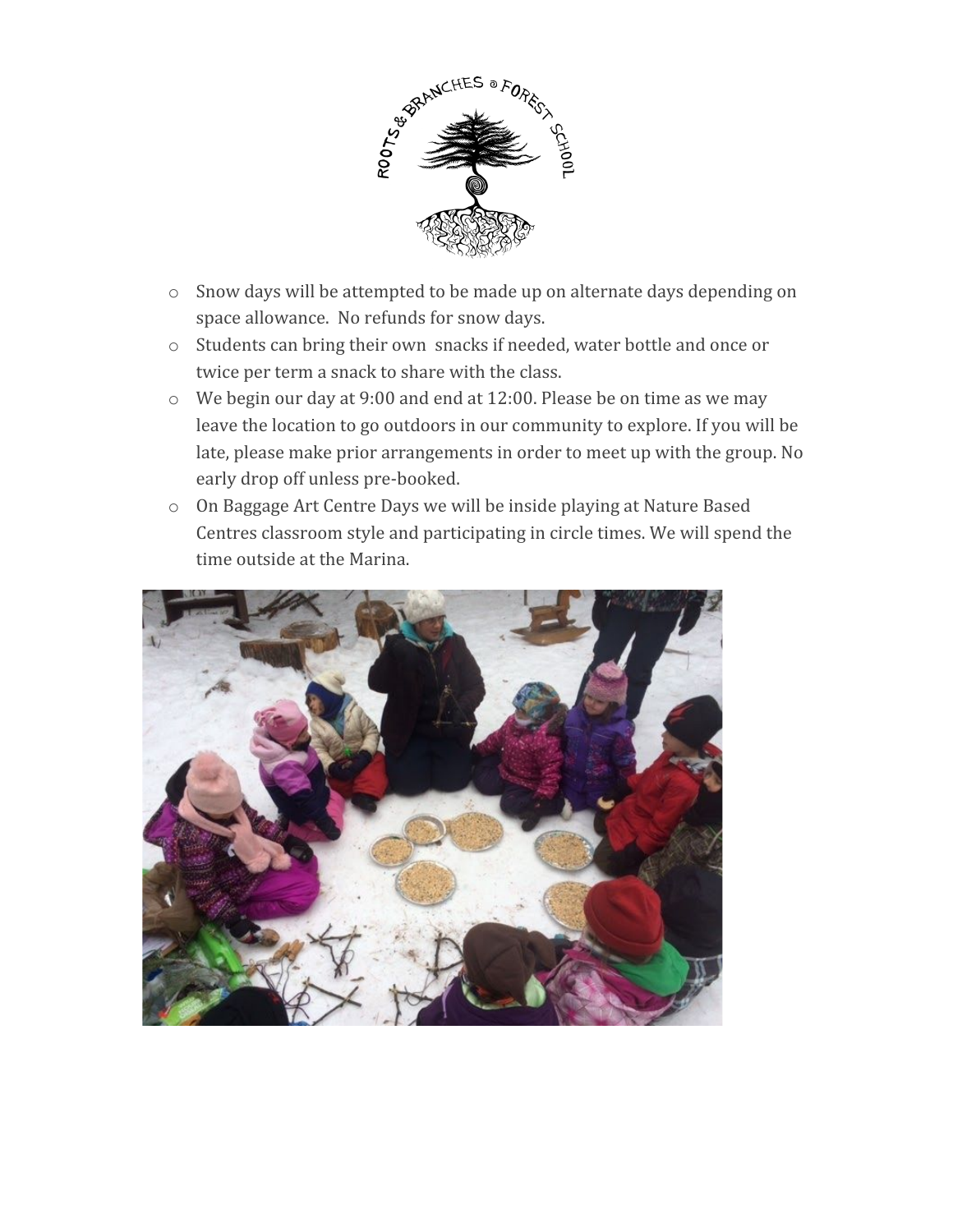- Snow days will be attempted to be made up on alternate days depending on space allowance. No refunds for snow days.
- Students can bring their own snacks if needed, water bottle and once or twice per term a snack to share with the class.
- We begin our day at 9:00 and end at 12:00. Please be on time as we may leave the location to go outdoors in our community to explore. If you will be late, please make prior arrangements in order to meet up with the group. No early drop off unless pre-booked.
- On Baggage Art Centre Days we will be inside playing at Nature Based Centres classroom style and participating in circle times. We will spend the time outside at the Marina.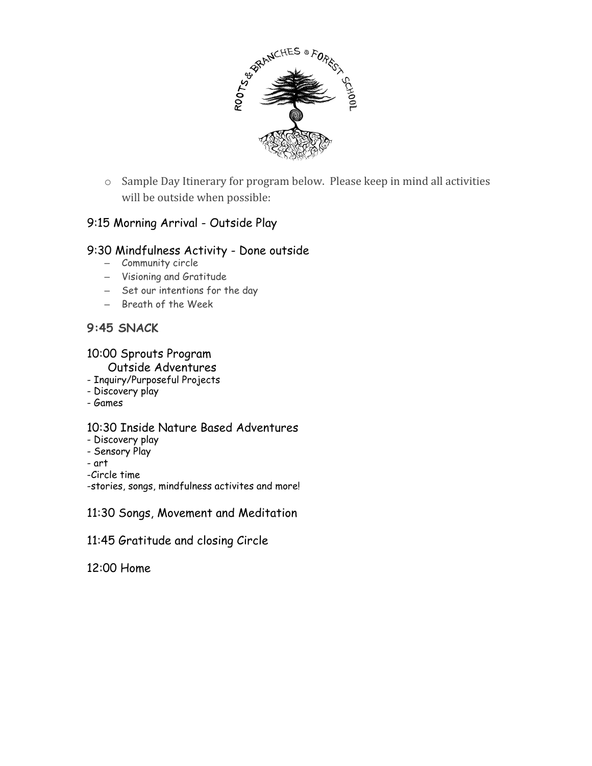- Sample Day Itinerary for program below. Please keep in mind all activities will be outside when possible:

### 9:15 Morning Arrival - Outside Play

### 9:30 Mindfulness Activity - Done outside

- Community circle
- Visioning and Gratitude
- Set our intentions for the day
- Breath of the Week

### **9:45 SNACK**

### 10:00 Sprouts Program
### Outside Adventures

- Inquiry/Purposeful Projects
- Discovery play
- Games

### 10:30 Inside Nature Based Adventures

- Discovery play
- Sensory Play
- art
- Circle time
- stories, songs, mindfulness activites and more!

### 11:30 Songs, Movement and Meditation

### 11:45 Gratitude and closing Circle

### 12:00 Home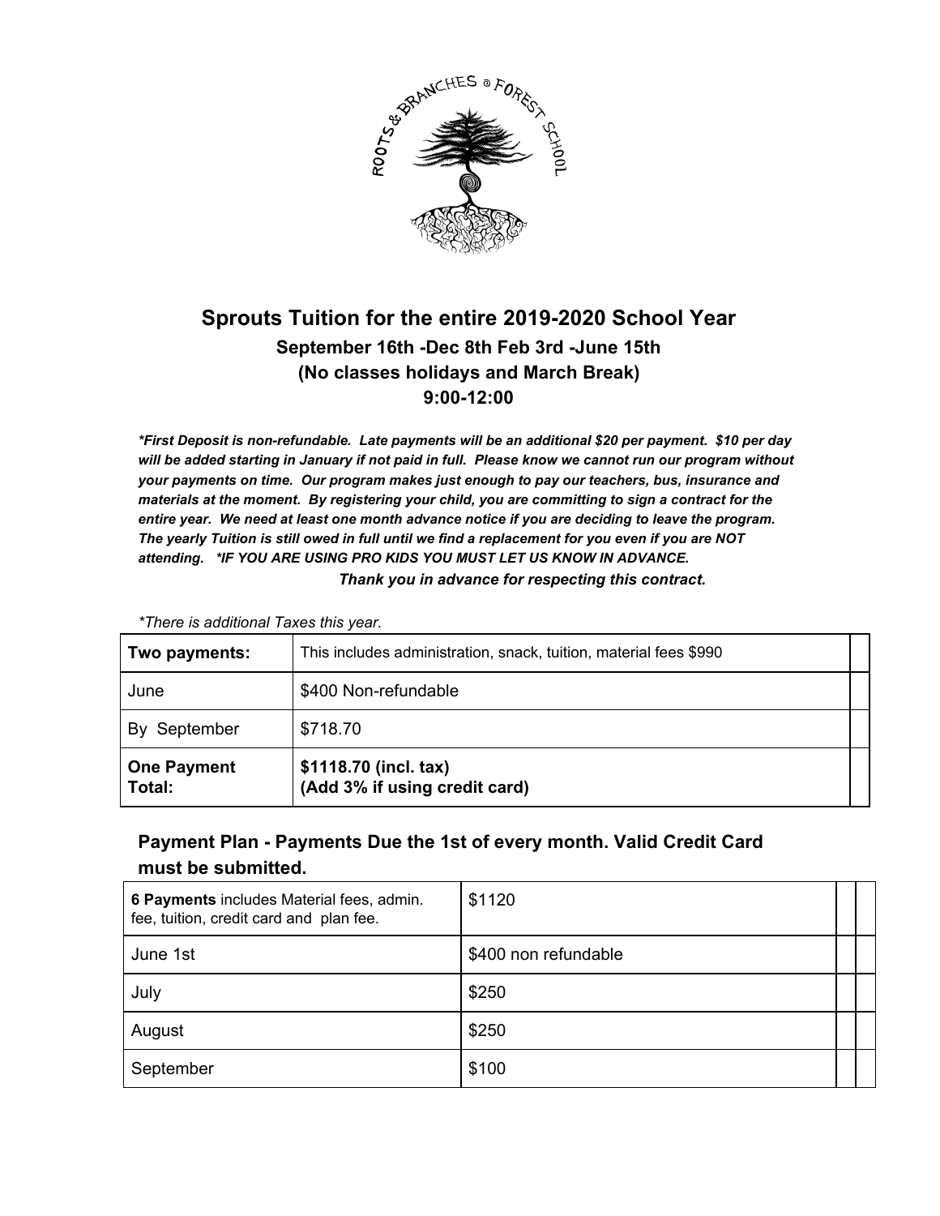# Sprouts Tuition for the entire 2019-2020 School Year

### September 16th -Dec 8th Feb 3rd -June 15th
### (No classes holidays and March Break)
### 9:00-12:00

***First Deposit is non-refundable. Late payments will be an additional $20 per payment. $10 per day will be added starting in January if not paid in full. Please know we cannot run our program without your payments on time. Our program makes just enough to pay our teachers, bus, insurance and materials at the moment. By registering your child, you are committing to sign a contract for the entire year. We need at least one month advance notice if you are deciding to leave the program. The yearly Tuition is still owed in full until we find a replacement for you even if you are NOT attending. *IF YOU ARE USING PRO KIDS YOU MUST LET US KNOW IN ADVANCE.***

***Thank you in advance for respecting this contract.***

*There is additional Taxes this year.*

| **Two payments:** | This includes administration, snack, tuition, material fees $990 | |
|---|---|---|
| June | $400 Non-refundable | |
| By September | $718.70 | |
| **One Payment Total:** | **$1118.70 (incl. tax)**<br>**(Add 3% if using credit card)** | |

### Payment Plan - Payments Due the 1st of every month. Valid Credit Card must be submitted.

| **6 Payments** includes Material fees, admin. fee, tuition, credit card and plan fee. | $1120 | | |
|---|---|---|---|
| June 1st | $400 non refundable | | |
| July | $250 | | |
| August | $250 | | |
| September | $100 | | |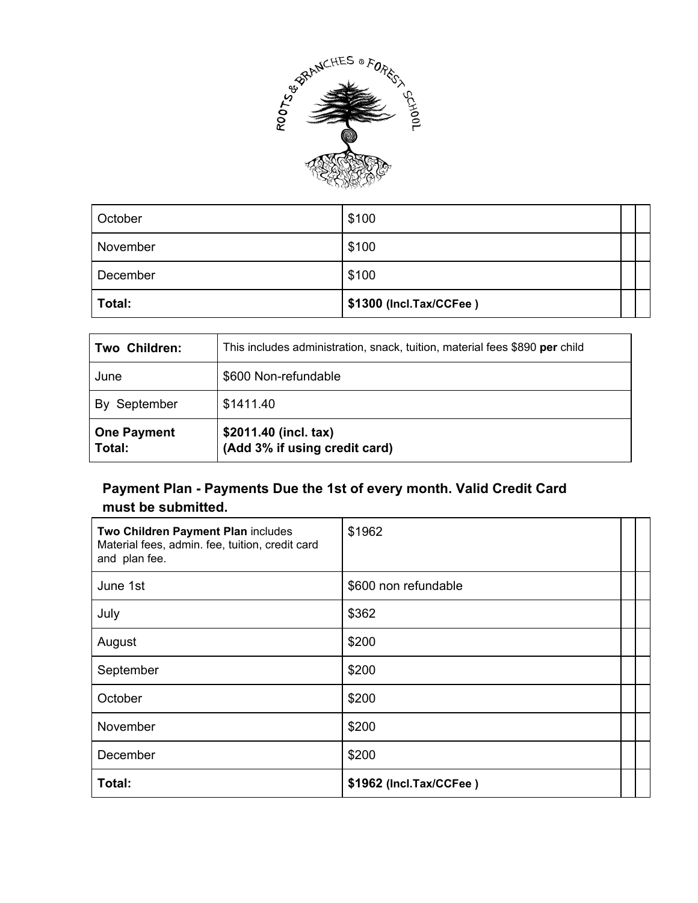| October | $100 | | |
| --- | --- | --- | --- |
| November | $100 | | |
| December | $100 | | |
| **Total:** | **$1300** **(Incl.Tax/CCFee )** | | |

| **Two Children:** | This includes administration, snack, tuition, material fees $890 **per** child |
| --- | --- |
| June | $600 Non-refundable |
| By September | $1411.40 |
| **One Payment Total:** | **$2011.40 (incl. tax)** **(Add 3% if using credit card)** |

### Payment Plan - Payments Due the 1st of every month. Valid Credit Card must be submitted.

| **Two Children Payment Plan** includes Material fees, admin. fee, tuition, credit card and plan fee. | $1962 | | |
| --- | --- | --- | --- |
| June 1st | $600 non refundable | | |
| July | $362 | | |
| August | $200 | | |
| September | $200 | | |
| October | $200 | | |
| November | $200 | | |
| December | $200 | | |
| **Total:** | **$1962** **(Incl.Tax/CCFee )** | | |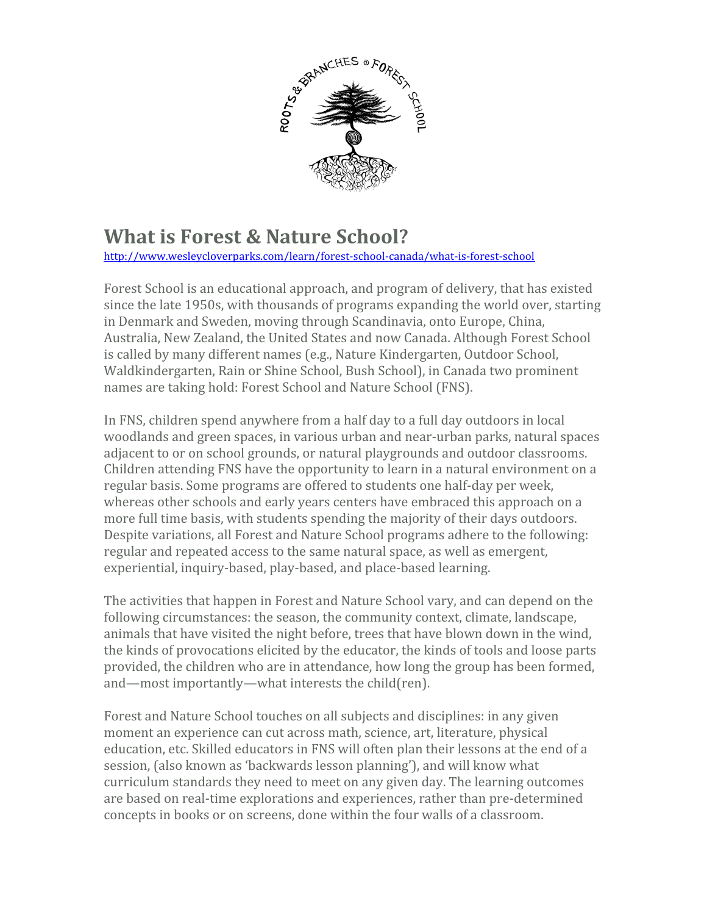# What is Forest & Nature School?

http://www.wesleycloverparks.com/learn/forest-school-canada/what-is-forest-school

Forest School is an educational approach, and program of delivery, that has existed since the late 1950s, with thousands of programs expanding the world over, starting in Denmark and Sweden, moving through Scandinavia, onto Europe, China, Australia, New Zealand, the United States and now Canada. Although Forest School is called by many different names (e.g., Nature Kindergarten, Outdoor School, Waldkindergarten, Rain or Shine School, Bush School), in Canada two prominent names are taking hold: Forest School and Nature School (FNS).

In FNS, children spend anywhere from a half day to a full day outdoors in local woodlands and green spaces, in various urban and near-urban parks, natural spaces adjacent to or on school grounds, or natural playgrounds and outdoor classrooms. Children attending FNS have the opportunity to learn in a natural environment on a regular basis. Some programs are offered to students one half-day per week, whereas other schools and early years centers have embraced this approach on a more full time basis, with students spending the majority of their days outdoors. Despite variations, all Forest and Nature School programs adhere to the following: regular and repeated access to the same natural space, as well as emergent, experiential, inquiry-based, play-based, and place-based learning.

The activities that happen in Forest and Nature School vary, and can depend on the following circumstances: the season, the community context, climate, landscape, animals that have visited the night before, trees that have blown down in the wind, the kinds of provocations elicited by the educator, the kinds of tools and loose parts provided, the children who are in attendance, how long the group has been formed, and—most importantly—what interests the child(ren).

Forest and Nature School touches on all subjects and disciplines: in any given moment an experience can cut across math, science, art, literature, physical education, etc. Skilled educators in FNS will often plan their lessons at the end of a session, (also known as 'backwards lesson planning'), and will know what curriculum standards they need to meet on any given day. The learning outcomes are based on real-time explorations and experiences, rather than pre-determined concepts in books or on screens, done within the four walls of a classroom.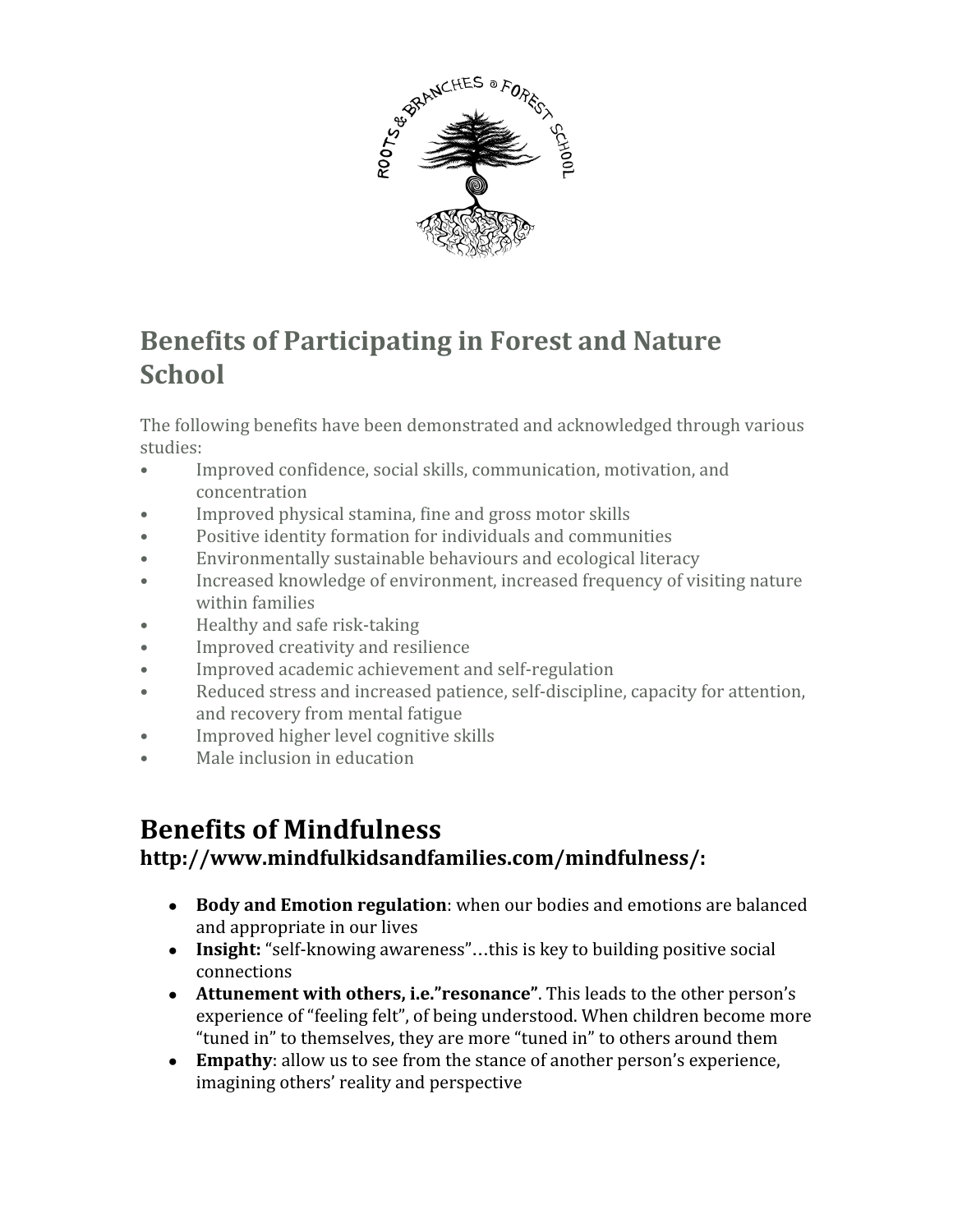## Benefits of Participating in Forest and Nature School

The following benefits have been demonstrated and acknowledged through various studies:

- Improved confidence, social skills, communication, motivation, and concentration
- Improved physical stamina, fine and gross motor skills
- Positive identity formation for individuals and communities
- Environmentally sustainable behaviours and ecological literacy
- Increased knowledge of environment, increased frequency of visiting nature within families
- Healthy and safe risk-taking
- Improved creativity and resilience
- Improved academic achievement and self-regulation
- Reduced stress and increased patience, self-discipline, capacity for attention, and recovery from mental fatigue
- Improved higher level cognitive skills
- Male inclusion in education

# Benefits of Mindfulness

### http://www.mindfulkidsandfamilies.com/mindfulness/:

- **Body and Emotion regulation**: when our bodies and emotions are balanced and appropriate in our lives
- **Insight:** "self-knowing awareness"…this is key to building positive social connections
- **Attunement with others, i.e."resonance"**. This leads to the other person's experience of "feeling felt", of being understood. When children become more "tuned in" to themselves, they are more "tuned in" to others around them
- **Empathy**: allow us to see from the stance of another person's experience, imagining others' reality and perspective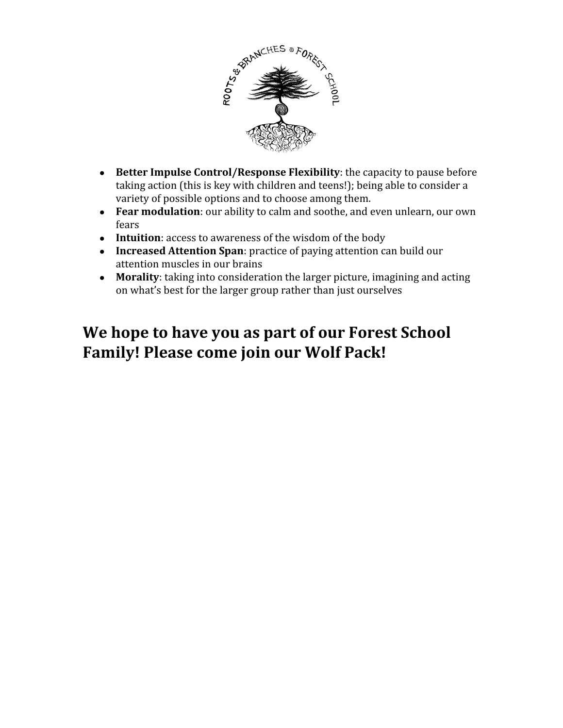- **Better Impulse Control/Response Flexibility**: the capacity to pause before taking action (this is key with children and teens!); being able to consider a variety of possible options and to choose among them.
- **Fear modulation**: our ability to calm and soothe, and even unlearn, our own fears
- **Intuition**: access to awareness of the wisdom of the body
- **Increased Attention Span**: practice of paying attention can build our attention muscles in our brains
- **Morality**: taking into consideration the larger picture, imagining and acting on what's best for the larger group rather than just ourselves

## We hope to have you as part of our Forest School Family! Please come join our Wolf Pack!